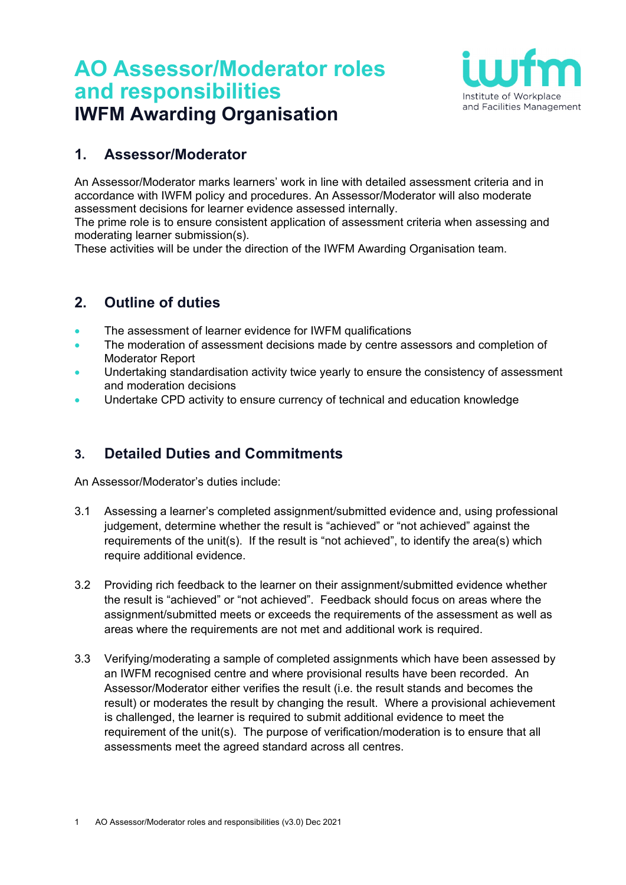# AO Assessor/Moderator roles and responsibilities

## IWFM Awarding Organisation

Institute of Workplace and Facilities Management

## 1. Assessor/Moderator

An Assessor/Moderator marks learners' work in line with detailed assessment criteria and in accordance with IWFM policy and procedures. An Assessor/Moderator will also moderate assessment decisions for learner evidence assessed internally.
The prime role is to ensure consistent application of assessment criteria when assessing and moderating learner submission(s).
These activities will be under the direction of the IWFM Awarding Organisation team.

## 2. Outline of duties

- The assessment of learner evidence for IWFM qualifications
- The moderation of assessment decisions made by centre assessors and completion of Moderator Report
- Undertaking standardisation activity twice yearly to ensure the consistency of assessment and moderation decisions
- Undertake CPD activity to ensure currency of technical and education knowledge

## 3. Detailed Duties and Commitments

An Assessor/Moderator's duties include:

3.1 Assessing a learner's completed assignment/submitted evidence and, using professional judgement, determine whether the result is "achieved" or "not achieved" against the requirements of the unit(s). If the result is "not achieved", to identify the area(s) which require additional evidence.

3.2 Providing rich feedback to the learner on their assignment/submitted evidence whether the result is "achieved" or "not achieved". Feedback should focus on areas where the assignment/submitted meets or exceeds the requirements of the assessment as well as areas where the requirements are not met and additional work is required.

3.3 Verifying/moderating a sample of completed assignments which have been assessed by an IWFM recognised centre and where provisional results have been recorded. An Assessor/Moderator either verifies the result (i.e. the result stands and becomes the result) or moderates the result by changing the result. Where a provisional achievement is challenged, the learner is required to submit additional evidence to meet the requirement of the unit(s). The purpose of verification/moderation is to ensure that all assessments meet the agreed standard across all centres.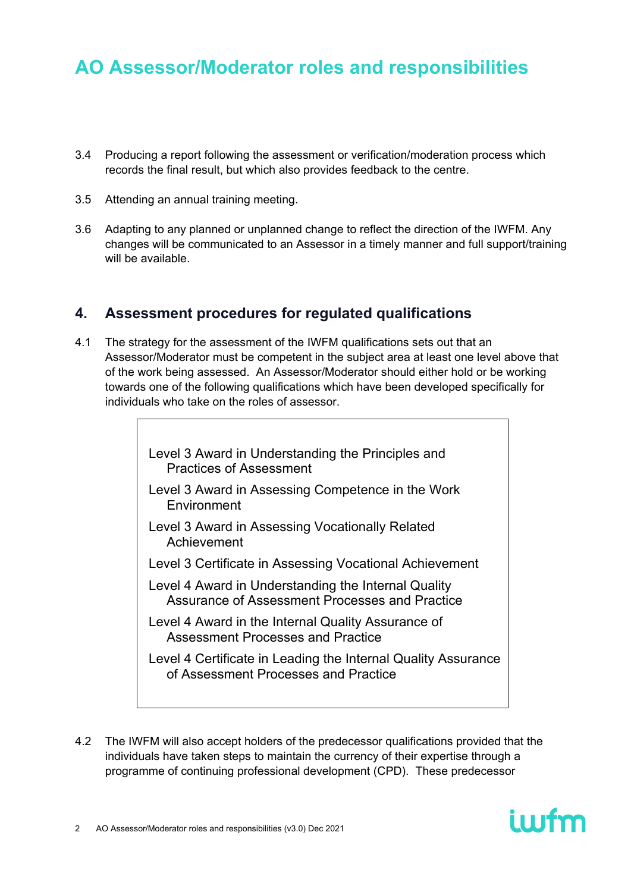# AO Assessor/Moderator roles and responsibilities

3.4 Producing a report following the assessment or verification/moderation process which records the final result, but which also provides feedback to the centre.

3.5 Attending an annual training meeting.

3.6 Adapting to any planned or unplanned change to reflect the direction of the IWFM. Any changes will be communicated to an Assessor in a timely manner and full support/training will be available.

## 4. Assessment procedures for regulated qualifications

4.1 The strategy for the assessment of the IWFM qualifications sets out that an Assessor/Moderator must be competent in the subject area at least one level above that of the work being assessed. An Assessor/Moderator should either hold or be working towards one of the following qualifications which have been developed specifically for individuals who take on the roles of assessor.

- Level 3 Award in Understanding the Principles and Practices of Assessment
- Level 3 Award in Assessing Competence in the Work Environment
- Level 3 Award in Assessing Vocationally Related Achievement
- Level 3 Certificate in Assessing Vocational Achievement
- Level 4 Award in Understanding the Internal Quality Assurance of Assessment Processes and Practice
- Level 4 Award in the Internal Quality Assurance of Assessment Processes and Practice
- Level 4 Certificate in Leading the Internal Quality Assurance of Assessment Processes and Practice

4.2 The IWFM will also accept holders of the predecessor qualifications provided that the individuals have taken steps to maintain the currency of their expertise through a programme of continuing professional development (CPD). These predecessor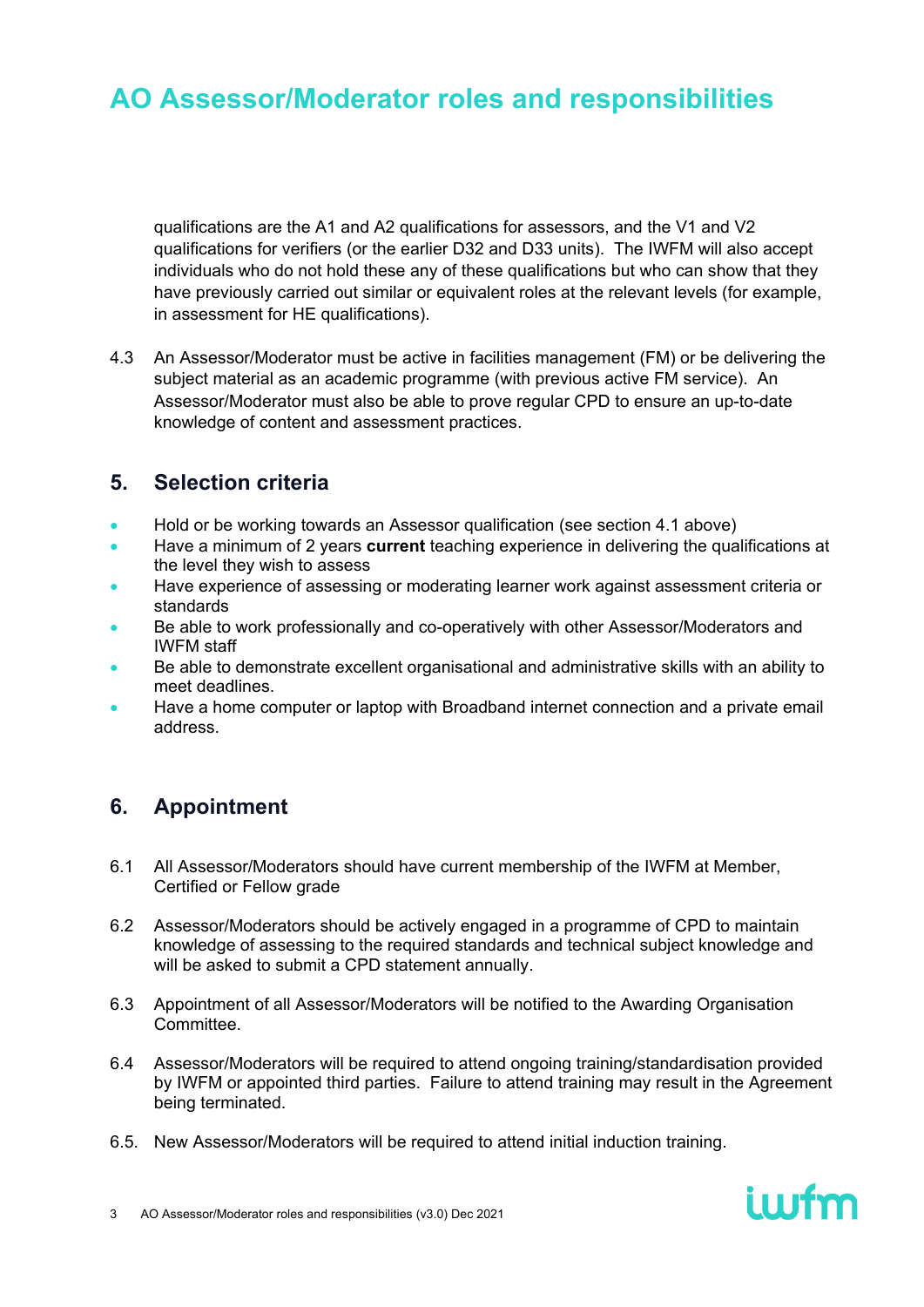qualifications are the A1 and A2 qualifications for assessors, and the V1 and V2 qualifications for verifiers (or the earlier D32 and D33 units). The IWFM will also accept individuals who do not hold these any of these qualifications but who can show that they have previously carried out similar or equivalent roles at the relevant levels (for example, in assessment for HE qualifications).

4.3 An Assessor/Moderator must be active in facilities management (FM) or be delivering the subject material as an academic programme (with previous active FM service). An Assessor/Moderator must also be able to prove regular CPD to ensure an up-to-date knowledge of content and assessment practices.

## 5. Selection criteria

- Hold or be working towards an Assessor qualification (see section 4.1 above)
- Have a minimum of 2 years **current** teaching experience in delivering the qualifications at the level they wish to assess
- Have experience of assessing or moderating learner work against assessment criteria or standards
- Be able to work professionally and co-operatively with other Assessor/Moderators and IWFM staff
- Be able to demonstrate excellent organisational and administrative skills with an ability to meet deadlines.
- Have a home computer or laptop with Broadband internet connection and a private email address.

## 6. Appointment

6.1 All Assessor/Moderators should have current membership of the IWFM at Member, Certified or Fellow grade

6.2 Assessor/Moderators should be actively engaged in a programme of CPD to maintain knowledge of assessing to the required standards and technical subject knowledge and will be asked to submit a CPD statement annually.

6.3 Appointment of all Assessor/Moderators will be notified to the Awarding Organisation Committee.

6.4 Assessor/Moderators will be required to attend ongoing training/standardisation provided by IWFM or appointed third parties. Failure to attend training may result in the Agreement being terminated.

6.5. New Assessor/Moderators will be required to attend initial induction training.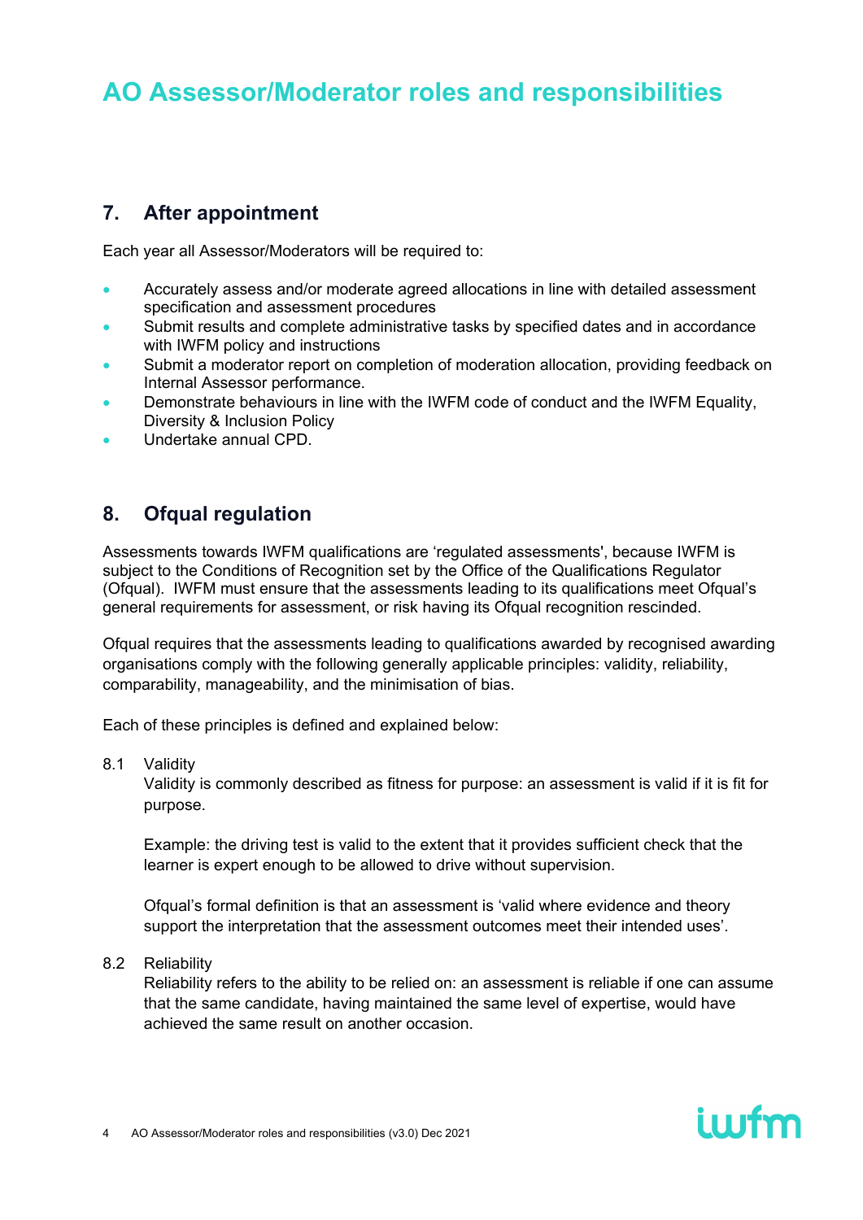# AO Assessor/Moderator roles and responsibilities

## 7. After appointment

Each year all Assessor/Moderators will be required to:

- Accurately assess and/or moderate agreed allocations in line with detailed assessment specification and assessment procedures
- Submit results and complete administrative tasks by specified dates and in accordance with IWFM policy and instructions
- Submit a moderator report on completion of moderation allocation, providing feedback on Internal Assessor performance.
- Demonstrate behaviours in line with the IWFM code of conduct and the IWFM Equality, Diversity & Inclusion Policy
- Undertake annual CPD.

## 8. Ofqual regulation

Assessments towards IWFM qualifications are 'regulated assessments', because IWFM is subject to the Conditions of Recognition set by the Office of the Qualifications Regulator (Ofqual). IWFM must ensure that the assessments leading to its qualifications meet Ofqual's general requirements for assessment, or risk having its Ofqual recognition rescinded.

Ofqual requires that the assessments leading to qualifications awarded by recognised awarding organisations comply with the following generally applicable principles: validity, reliability, comparability, manageability, and the minimisation of bias.

Each of these principles is defined and explained below:

8.1 Validity

Validity is commonly described as fitness for purpose: an assessment is valid if it is fit for purpose.

Example: the driving test is valid to the extent that it provides sufficient check that the learner is expert enough to be allowed to drive without supervision.

Ofqual's formal definition is that an assessment is 'valid where evidence and theory support the interpretation that the assessment outcomes meet their intended uses'.

8.2 Reliability

Reliability refers to the ability to be relied on: an assessment is reliable if one can assume that the same candidate, having maintained the same level of expertise, would have achieved the same result on another occasion.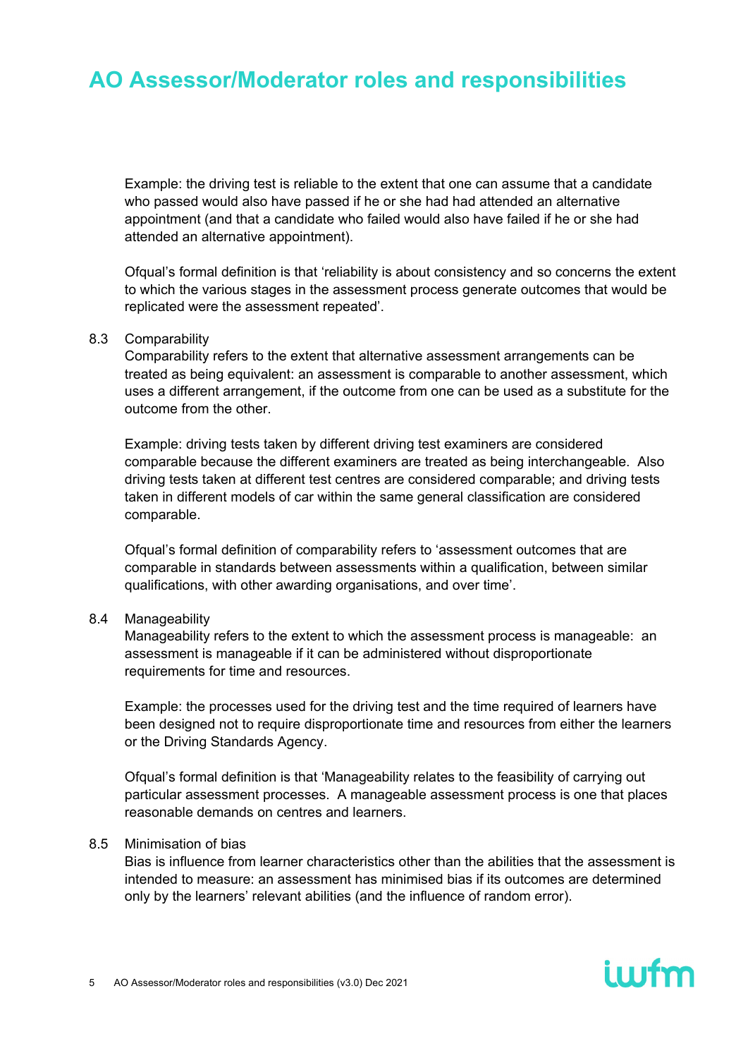Example: the driving test is reliable to the extent that one can assume that a candidate who passed would also have passed if he or she had had attended an alternative appointment (and that a candidate who failed would also have failed if he or she had attended an alternative appointment).

Ofqual's formal definition is that 'reliability is about consistency and so concerns the extent to which the various stages in the assessment process generate outcomes that would be replicated were the assessment repeated'.

8.3 Comparability

Comparability refers to the extent that alternative assessment arrangements can be treated as being equivalent: an assessment is comparable to another assessment, which uses a different arrangement, if the outcome from one can be used as a substitute for the outcome from the other.

Example: driving tests taken by different driving test examiners are considered comparable because the different examiners are treated as being interchangeable. Also driving tests taken at different test centres are considered comparable; and driving tests taken in different models of car within the same general classification are considered comparable.

Ofqual's formal definition of comparability refers to 'assessment outcomes that are comparable in standards between assessments within a qualification, between similar qualifications, with other awarding organisations, and over time'.

8.4 Manageability

Manageability refers to the extent to which the assessment process is manageable: an assessment is manageable if it can be administered without disproportionate requirements for time and resources.

Example: the processes used for the driving test and the time required of learners have been designed not to require disproportionate time and resources from either the learners or the Driving Standards Agency.

Ofqual's formal definition is that 'Manageability relates to the feasibility of carrying out particular assessment processes. A manageable assessment process is one that places reasonable demands on centres and learners.

8.5 Minimisation of bias

Bias is influence from learner characteristics other than the abilities that the assessment is intended to measure: an assessment has minimised bias if its outcomes are determined only by the learners' relevant abilities (and the influence of random error).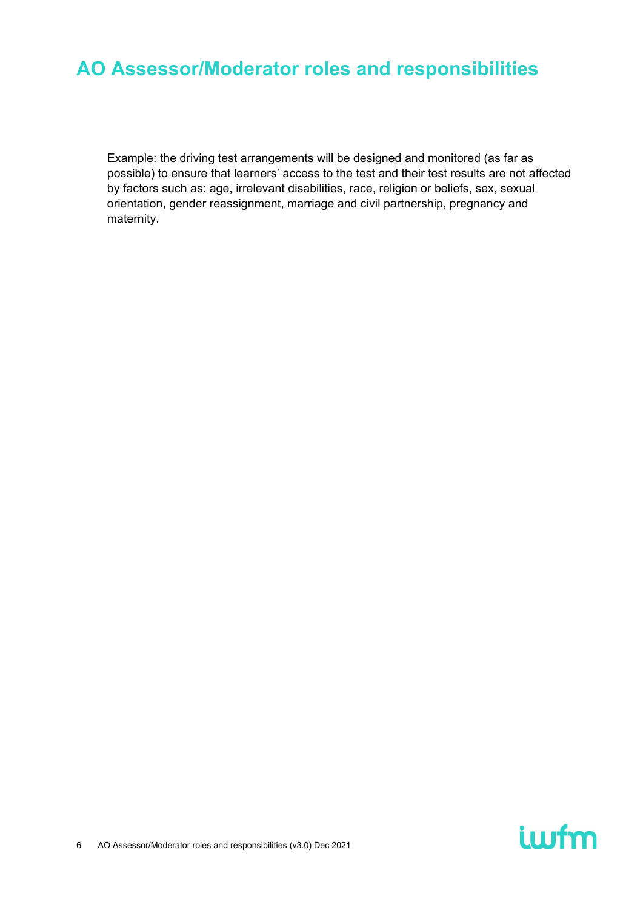# AO Assessor/Moderator roles and responsibilities

Example: the driving test arrangements will be designed and monitored (as far as possible) to ensure that learners' access to the test and their test results are not affected by factors such as: age, irrelevant disabilities, race, religion or beliefs, sex, sexual orientation, gender reassignment, marriage and civil partnership, pregnancy and maternity.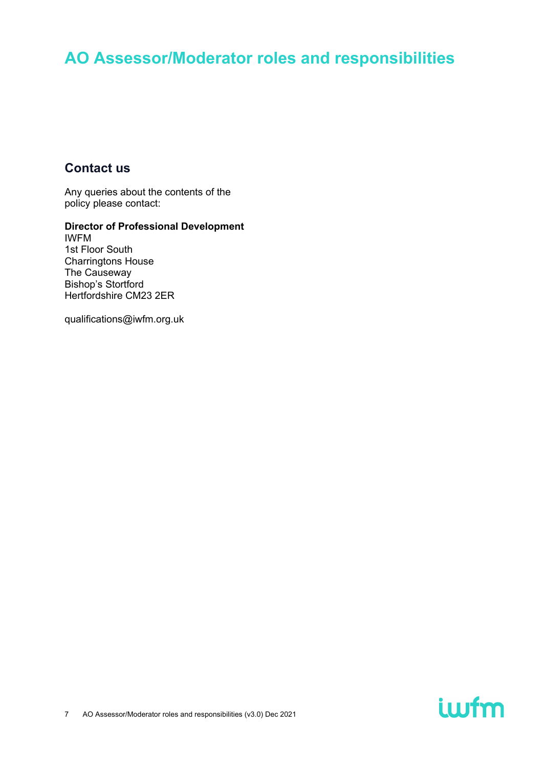# AO Assessor/Moderator roles and responsibilities

## Contact us

Any queries about the contents of the policy please contact:

**Director of Professional Development**
IWFM
1st Floor South
Charringtons House
The Causeway
Bishop's Stortford
Hertfordshire CM23 2ER

qualifications@iwfm.org.uk